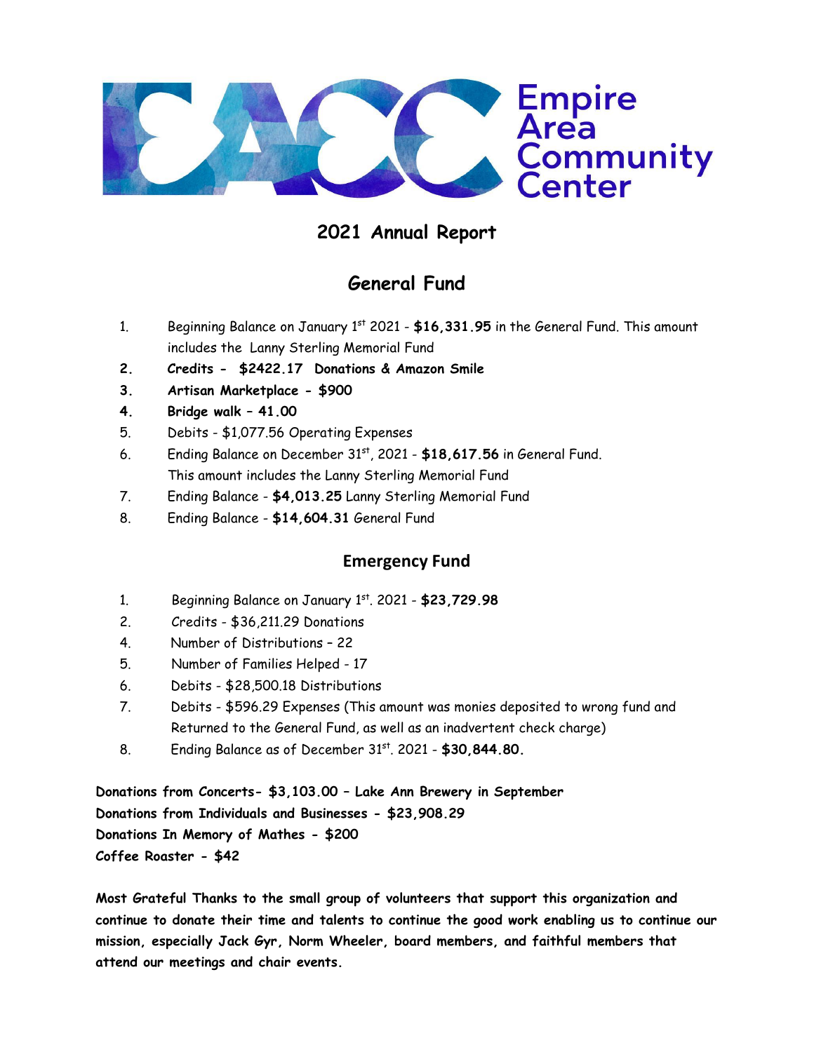Empire Area Community Center

# 2021 Annual Report

## General Fund

1. Beginning Balance on January 1st 2021 - **$16,331.95** in the General Fund. This amount includes the Lanny Sterling Memorial Fund
2. **Credits - $2422.17 Donations & Amazon Smile**
3. **Artisan Marketplace - $900**
4. **Bridge walk – 41.00**
5. Debits - $1,077.56 Operating Expenses
6. Ending Balance on December 31st, 2021 - **$18,617.56** in General Fund. This amount includes the Lanny Sterling Memorial Fund
7. Ending Balance - **$4,013.25** Lanny Sterling Memorial Fund
8. Ending Balance - **$14,604.31** General Fund

## Emergency Fund

1. Beginning Balance on January 1st. 2021 - **$23,729.98**
2. Credits - $36,211.29 Donations
4. Number of Distributions – 22
5. Number of Families Helped - 17
6. Debits - $28,500.18 Distributions
7. Debits - $596.29 Expenses (This amount was monies deposited to wrong fund and Returned to the General Fund, as well as an inadvertent check charge)
8. Ending Balance as of December 31st. 2021 - **$30,844.80.**

**Donations from Concerts- $3,103.00 – Lake Ann Brewery in September**
**Donations from Individuals and Businesses - $23,908.29**
**Donations In Memory of Mathes - $200**
**Coffee Roaster - $42**

**Most Grateful Thanks to the small group of volunteers that support this organization and continue to donate their time and talents to continue the good work enabling us to continue our mission, especially Jack Gyr, Norm Wheeler, board members, and faithful members that attend our meetings and chair events.**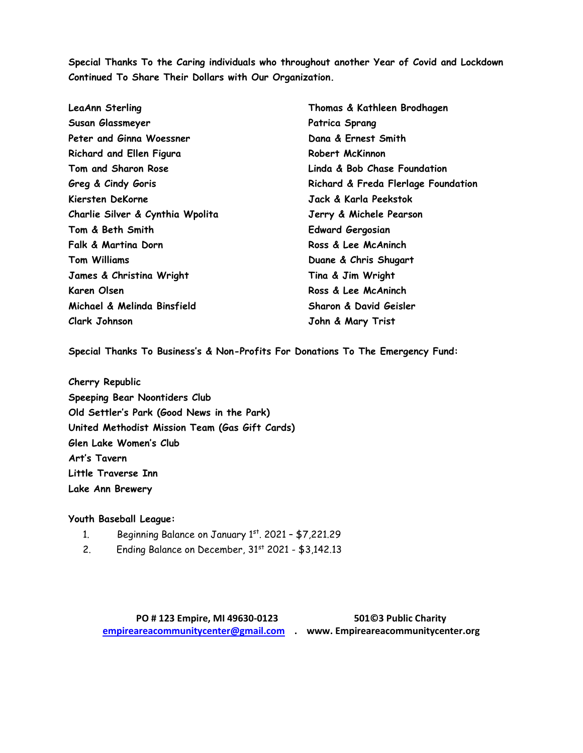**Special Thanks To the Caring individuals who throughout another Year of Covid and Lockdown Continued To Share Their Dollars with Our Organization.**

**LeaAnn Sterling**
**Susan Glassmeyer**
**Peter and Ginna Woessner**
**Richard and Ellen Figura**
**Tom and Sharon Rose**
**Greg & Cindy Goris**
**Kiersten DeKorne**
**Charlie Silver & Cynthia Wpolita**
**Tom & Beth Smith**
**Falk & Martina Dorn**
**Tom Williams**
**James & Christina Wright**
**Karen Olsen**
**Michael & Melinda Binsfield**
**Clark Johnson**
**Thomas & Kathleen Brodhagen**
**Patrica Sprang**
**Dana & Ernest Smith**
**Robert McKinnon**
**Linda & Bob Chase Foundation**
**Richard & Freda Flerlage Foundation**
**Jack & Karla Peekstok**
**Jerry & Michele Pearson**
**Edward Gergosian**
**Ross & Lee McAninch**
**Duane & Chris Shugart**
**Tina & Jim Wright**
**Ross & Lee McAninch**
**Sharon & David Geisler**
**John & Mary Trist**

**Special Thanks To Business's & Non-Profits For Donations To The Emergency Fund:**

**Cherry Republic**
**Speeping Bear Noontiders Club**
**Old Settler's Park (Good News in the Park)**
**United Methodist Mission Team (Gas Gift Cards)**
**Glen Lake Women's Club**
**Art's Tavern**
**Little Traverse Inn**
**Lake Ann Brewery**

**Youth Baseball League:**

1. Beginning Balance on January 1st. 2021 – $7,221.29
2. Ending Balance on December, 31st 2021 - $3,142.13

**PO # 123 Empire, MI 49630-0123** **501©3 Public Charity**
**empireareacommunitycenter@gmail.com** . **www. Empireareacommunitycenter.org**